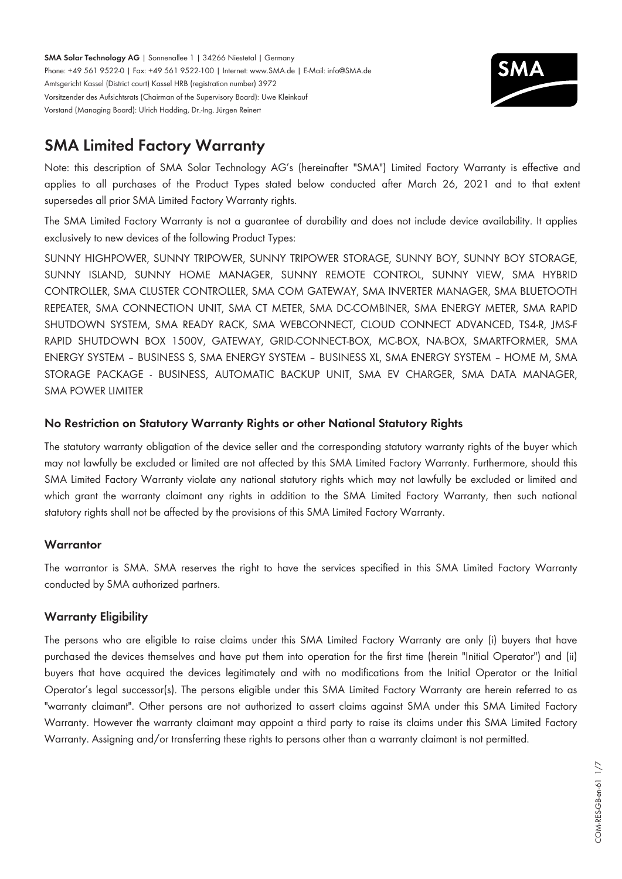**SMA Solar Technology AG** | Sonnenallee 1 | 34266 Niestetal | Germany
Phone: +49 561 9522-0 | Fax: +49 561 9522-100 | Internet: www.SMA.de | E-Mail: info@SMA.de
Amtsgericht Kassel (District court) Kassel HRB (registration number) 3972
Vorsitzender des Aufsichtsrats (Chairman of the Supervisory Board): Uwe Kleinkauf
Vorstand (Managing Board): Ulrich Hadding, Dr.-Ing. Jürgen Reinert

# SMA Limited Factory Warranty

Note: this description of SMA Solar Technology AG's (hereinafter "SMA") Limited Factory Warranty is effective and applies to all purchases of the Product Types stated below conducted after March 26, 2021 and to that extent supersedes all prior SMA Limited Factory Warranty rights.

The SMA Limited Factory Warranty is not a guarantee of durability and does not include device availability. It applies exclusively to new devices of the following Product Types:

SUNNY HIGHPOWER, SUNNY TRIPOWER, SUNNY TRIPOWER STORAGE, SUNNY BOY, SUNNY BOY STORAGE, SUNNY ISLAND, SUNNY HOME MANAGER, SUNNY REMOTE CONTROL, SUNNY VIEW, SMA HYBRID CONTROLLER, SMA CLUSTER CONTROLLER, SMA COM GATEWAY, SMA INVERTER MANAGER, SMA BLUETOOTH REPEATER, SMA CONNECTION UNIT, SMA CT METER, SMA DC-COMBINER, SMA ENERGY METER, SMA RAPID SHUTDOWN SYSTEM, SMA READY RACK, SMA WEBCONNECT, CLOUD CONNECT ADVANCED, TS4-R, JMS-F RAPID SHUTDOWN BOX 1500V, GATEWAY, GRID-CONNECT-BOX, MC-BOX, NA-BOX, SMARTFORMER, SMA ENERGY SYSTEM – BUSINESS S, SMA ENERGY SYSTEM – BUSINESS XL, SMA ENERGY SYSTEM – HOME M, SMA STORAGE PACKAGE - BUSINESS, AUTOMATIC BACKUP UNIT, SMA EV CHARGER, SMA DATA MANAGER, SMA POWER LIMITER

### No Restriction on Statutory Warranty Rights or other National Statutory Rights

The statutory warranty obligation of the device seller and the corresponding statutory warranty rights of the buyer which may not lawfully be excluded or limited are not affected by this SMA Limited Factory Warranty. Furthermore, should this SMA Limited Factory Warranty violate any national statutory rights which may not lawfully be excluded or limited and which grant the warranty claimant any rights in addition to the SMA Limited Factory Warranty, then such national statutory rights shall not be affected by the provisions of this SMA Limited Factory Warranty.

### Warrantor

The warrantor is SMA. SMA reserves the right to have the services specified in this SMA Limited Factory Warranty conducted by SMA authorized partners.

### Warranty Eligibility

The persons who are eligible to raise claims under this SMA Limited Factory Warranty are only (i) buyers that have purchased the devices themselves and have put them into operation for the first time (herein "Initial Operator") and (ii) buyers that have acquired the devices legitimately and with no modifications from the Initial Operator or the Initial Operator's legal successor(s). The persons eligible under this SMA Limited Factory Warranty are herein referred to as "warranty claimant". Other persons are not authorized to assert claims against SMA under this SMA Limited Factory Warranty. However the warranty claimant may appoint a third party to raise its claims under this SMA Limited Factory Warranty. Assigning and/or transferring these rights to persons other than a warranty claimant is not permitted.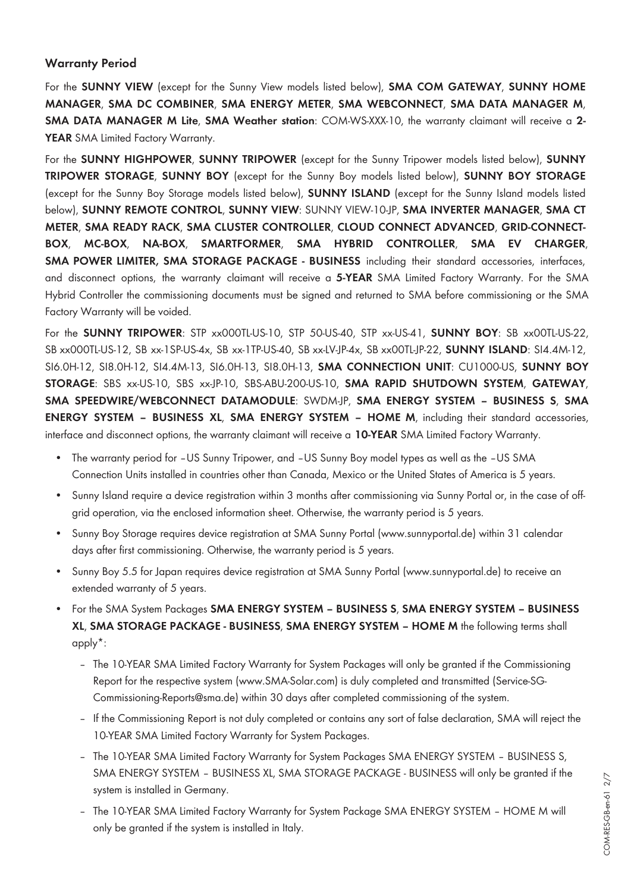### Warranty Period

For the **SUNNY VIEW** (except for the Sunny View models listed below), **SMA COM GATEWAY**, **SUNNY HOME MANAGER**, **SMA DC COMBINER**, **SMA ENERGY METER**, **SMA WEBCONNECT**, **SMA DATA MANAGER M**, **SMA DATA MANAGER M Lite**, **SMA Weather station**: COM-WS-XXX-10, the warranty claimant will receive a **2-YEAR** SMA Limited Factory Warranty.

For the **SUNNY HIGHPOWER**, **SUNNY TRIPOWER** (except for the Sunny Tripower models listed below), **SUNNY TRIPOWER STORAGE**, **SUNNY BOY** (except for the Sunny Boy models listed below), **SUNNY BOY STORAGE** (except for the Sunny Boy Storage models listed below), **SUNNY ISLAND** (except for the Sunny Island models listed below), **SUNNY REMOTE CONTROL**, **SUNNY VIEW**: SUNNY VIEW-10-JP, **SMA INVERTER MANAGER**, **SMA CT METER**, **SMA READY RACK**, **SMA CLUSTER CONTROLLER**, **CLOUD CONNECT ADVANCED**, **GRID-CONNECT-BOX**, **MC-BOX**, **NA-BOX**, **SMARTFORMER**, **SMA HYBRID CONTROLLER**, **SMA EV CHARGER**, **SMA POWER LIMITER, SMA STORAGE PACKAGE - BUSINESS** including their standard accessories, interfaces, and disconnect options, the warranty claimant will receive a **5-YEAR** SMA Limited Factory Warranty. For the SMA Hybrid Controller the commissioning documents must be signed and returned to SMA before commissioning or the SMA Factory Warranty will be voided.

For the **SUNNY TRIPOWER**: STP xx000TL-US-10, STP 50-US-40, STP xx-US-41, **SUNNY BOY**: SB xx00TL-US-22, SB xx000TL-US-12, SB xx-1SP-US-4x, SB xx-1TP-US-40, SB xx-LV-JP-4x, SB xx00TL-JP-22, **SUNNY ISLAND**: SI4.4M-12, SI6.0H-12, SI8.0H-12, SI4.4M-13, SI6.0H-13, SI8.0H-13, **SMA CONNECTION UNIT**: CU1000-US, **SUNNY BOY STORAGE**: SBS xx-US-10, SBS xx-JP-10, SBS-ABU-200-US-10, **SMA RAPID SHUTDOWN SYSTEM**, **GATEWAY**, **SMA SPEEDWIRE/WEBCONNECT DATAMODULE**: SWDM-JP, **SMA ENERGY SYSTEM – BUSINESS S**, **SMA ENERGY SYSTEM – BUSINESS XL**, **SMA ENERGY SYSTEM – HOME M**, including their standard accessories, interface and disconnect options, the warranty claimant will receive a **10-YEAR** SMA Limited Factory Warranty.

- The warranty period for –US Sunny Tripower, and –US Sunny Boy model types as well as the –US SMA Connection Units installed in countries other than Canada, Mexico or the United States of America is 5 years.
- Sunny Island require a device registration within 3 months after commissioning via Sunny Portal or, in the case of off-grid operation, via the enclosed information sheet. Otherwise, the warranty period is 5 years.
- Sunny Boy Storage requires device registration at SMA Sunny Portal (www.sunnyportal.de) within 31 calendar days after first commissioning. Otherwise, the warranty period is 5 years.
- Sunny Boy 5.5 for Japan requires device registration at SMA Sunny Portal (www.sunnyportal.de) to receive an extended warranty of 5 years.
- For the SMA System Packages **SMA ENERGY SYSTEM – BUSINESS S**, **SMA ENERGY SYSTEM – BUSINESS XL**, **SMA STORAGE PACKAGE - BUSINESS**, **SMA ENERGY SYSTEM – HOME M** the following terms shall apply*:
  - The 10-YEAR SMA Limited Factory Warranty for System Packages will only be granted if the Commissioning Report for the respective system (www.SMA-Solar.com) is duly completed and transmitted (Service-SG-Commissioning-Reports@sma.de) within 30 days after completed commissioning of the system.
  - If the Commissioning Report is not duly completed or contains any sort of false declaration, SMA will reject the 10-YEAR SMA Limited Factory Warranty for System Packages.
  - The 10-YEAR SMA Limited Factory Warranty for System Packages SMA ENERGY SYSTEM – BUSINESS S, SMA ENERGY SYSTEM – BUSINESS XL, SMA STORAGE PACKAGE - BUSINESS will only be granted if the system is installed in Germany.
  - The 10-YEAR SMA Limited Factory Warranty for System Package SMA ENERGY SYSTEM – HOME M will only be granted if the system is installed in Italy.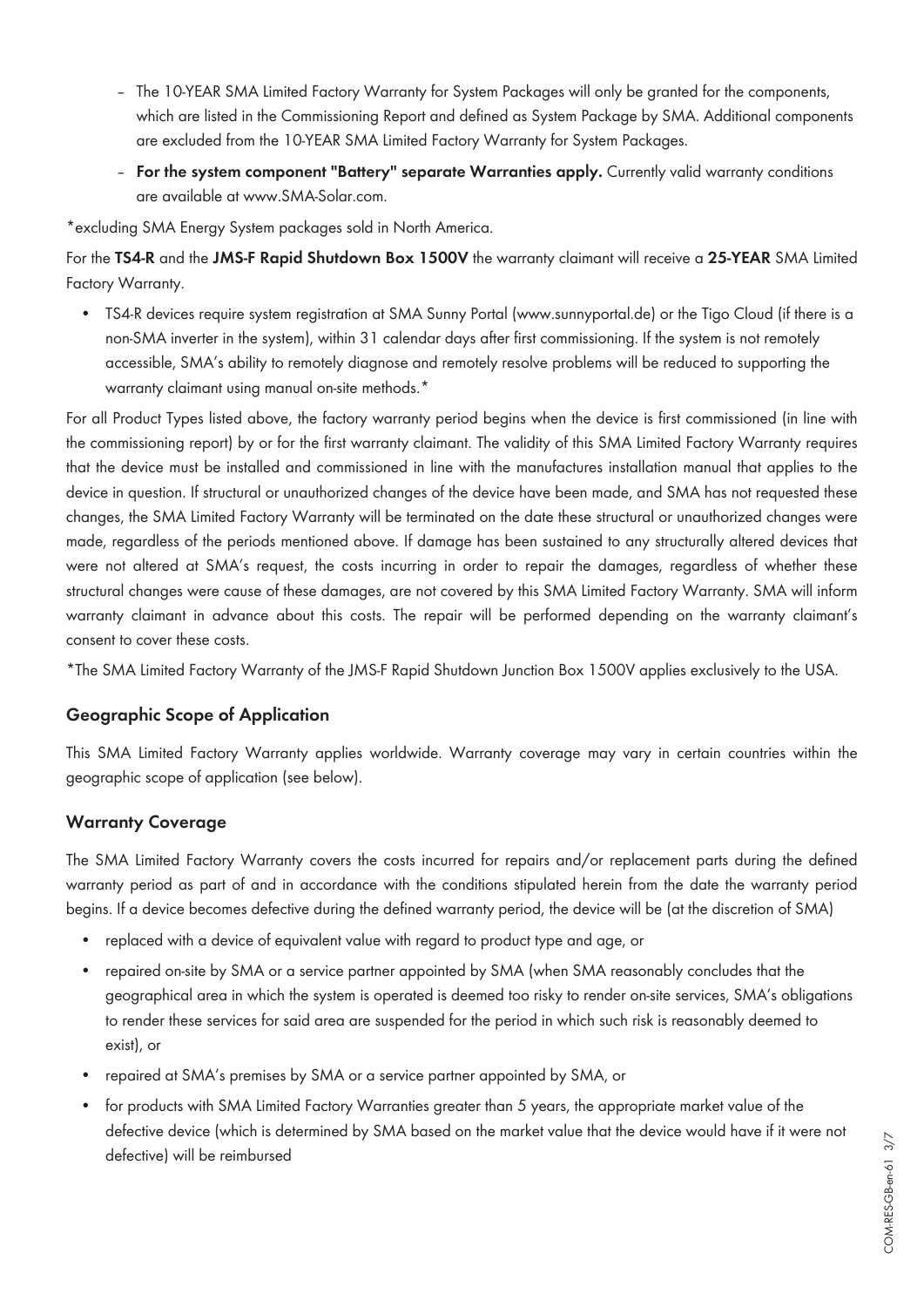– The 10-YEAR SMA Limited Factory Warranty for System Packages will only be granted for the components, which are listed in the Commissioning Report and defined as System Package by SMA. Additional components are excluded from the 10-YEAR SMA Limited Factory Warranty for System Packages.

– **For the system component "Battery" separate Warranties apply.** Currently valid warranty conditions are available at www.SMA-Solar.com.

*excluding SMA Energy System packages sold in North America.

For the **TS4-R** and the **JMS-F Rapid Shutdown Box 1500V** the warranty claimant will receive a **25-YEAR** SMA Limited Factory Warranty.

- TS4-R devices require system registration at SMA Sunny Portal (www.sunnyportal.de) or the Tigo Cloud (if there is a non-SMA inverter in the system), within 31 calendar days after first commissioning. If the system is not remotely accessible, SMA's ability to remotely diagnose and remotely resolve problems will be reduced to supporting the warranty claimant using manual on-site methods.*

For all Product Types listed above, the factory warranty period begins when the device is first commissioned (in line with the commissioning report) by or for the first warranty claimant. The validity of this SMA Limited Factory Warranty requires that the device must be installed and commissioned in line with the manufactures installation manual that applies to the device in question. If structural or unauthorized changes of the device have been made, and SMA has not requested these changes, the SMA Limited Factory Warranty will be terminated on the date these structural or unauthorized changes were made, regardless of the periods mentioned above. If damage has been sustained to any structurally altered devices that were not altered at SMA's request, the costs incurring in order to repair the damages, regardless of whether these structural changes were cause of these damages, are not covered by this SMA Limited Factory Warranty. SMA will inform warranty claimant in advance about this costs. The repair will be performed depending on the warranty claimant's consent to cover these costs.

*The SMA Limited Factory Warranty of the JMS-F Rapid Shutdown Junction Box 1500V applies exclusively to the USA.

### Geographic Scope of Application

This SMA Limited Factory Warranty applies worldwide. Warranty coverage may vary in certain countries within the geographic scope of application (see below).

### Warranty Coverage

The SMA Limited Factory Warranty covers the costs incurred for repairs and/or replacement parts during the defined warranty period as part of and in accordance with the conditions stipulated herein from the date the warranty period begins. If a device becomes defective during the defined warranty period, the device will be (at the discretion of SMA)

- replaced with a device of equivalent value with regard to product type and age, or
- repaired on-site by SMA or a service partner appointed by SMA (when SMA reasonably concludes that the geographical area in which the system is operated is deemed too risky to render on-site services, SMA's obligations to render these services for said area are suspended for the period in which such risk is reasonably deemed to exist), or
- repaired at SMA's premises by SMA or a service partner appointed by SMA, or
- for products with SMA Limited Factory Warranties greater than 5 years, the appropriate market value of the defective device (which is determined by SMA based on the market value that the device would have if it were not defective) will be reimbursed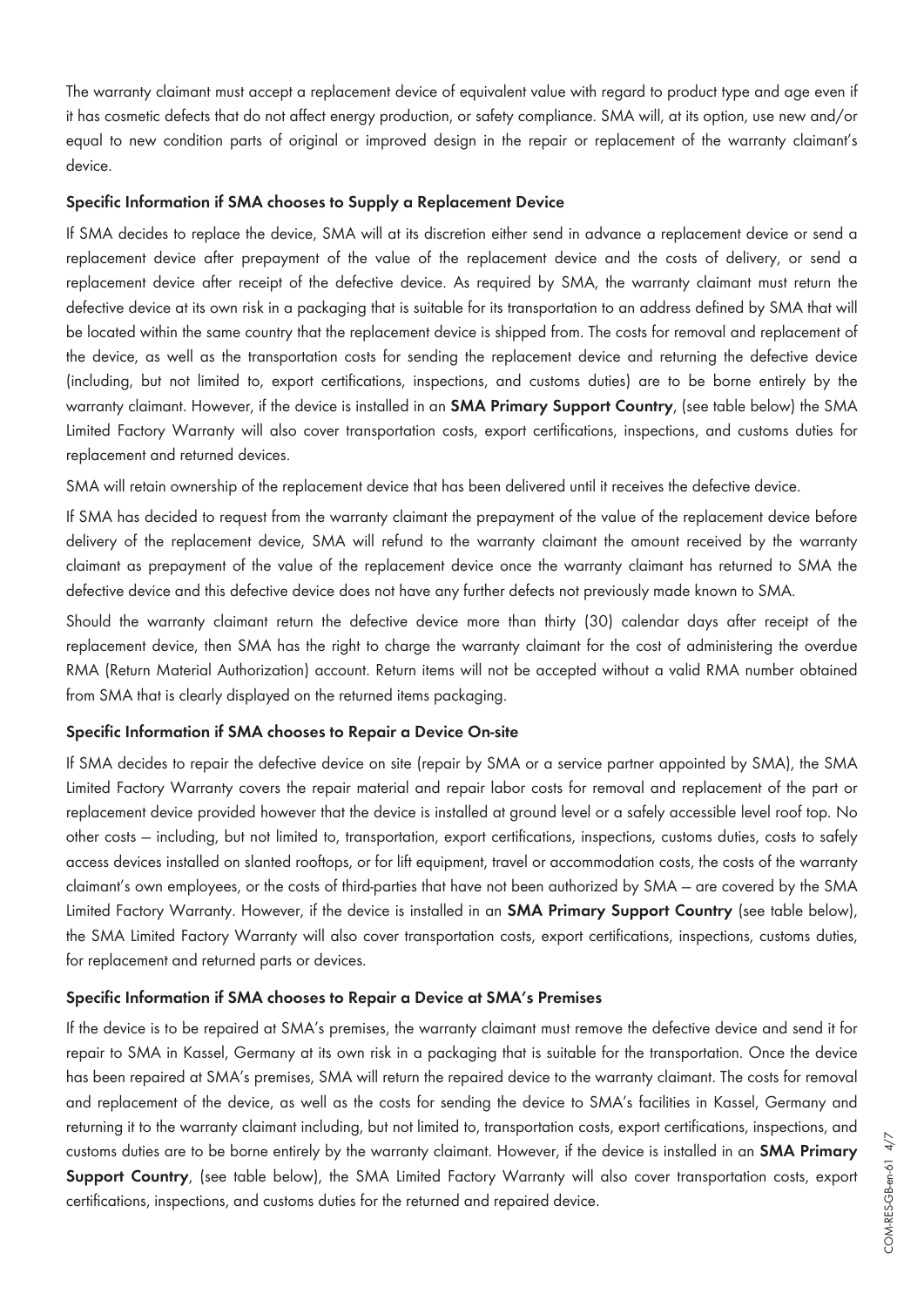The warranty claimant must accept a replacement device of equivalent value with regard to product type and age even if it has cosmetic defects that do not affect energy production, or safety compliance. SMA will, at its option, use new and/or equal to new condition parts of original or improved design in the repair or replacement of the warranty claimant's device.

### Specific Information if SMA chooses to Supply a Replacement Device

If SMA decides to replace the device, SMA will at its discretion either send in advance a replacement device or send a replacement device after prepayment of the value of the replacement device and the costs of delivery, or send a replacement device after receipt of the defective device. As required by SMA, the warranty claimant must return the defective device at its own risk in a packaging that is suitable for its transportation to an address defined by SMA that will be located within the same country that the replacement device is shipped from. The costs for removal and replacement of the device, as well as the transportation costs for sending the replacement device and returning the defective device (including, but not limited to, export certifications, inspections, and customs duties) are to be borne entirely by the warranty claimant. However, if the device is installed in an **SMA Primary Support Country**, (see table below) the SMA Limited Factory Warranty will also cover transportation costs, export certifications, inspections, and customs duties for replacement and returned devices.

SMA will retain ownership of the replacement device that has been delivered until it receives the defective device.

If SMA has decided to request from the warranty claimant the prepayment of the value of the replacement device before delivery of the replacement device, SMA will refund to the warranty claimant the amount received by the warranty claimant as prepayment of the value of the replacement device once the warranty claimant has returned to SMA the defective device and this defective device does not have any further defects not previously made known to SMA.

Should the warranty claimant return the defective device more than thirty (30) calendar days after receipt of the replacement device, then SMA has the right to charge the warranty claimant for the cost of administering the overdue RMA (Return Material Authorization) account. Return items will not be accepted without a valid RMA number obtained from SMA that is clearly displayed on the returned items packaging.

### Specific Information if SMA chooses to Repair a Device On-site

If SMA decides to repair the defective device on site (repair by SMA or a service partner appointed by SMA), the SMA Limited Factory Warranty covers the repair material and repair labor costs for removal and replacement of the part or replacement device provided however that the device is installed at ground level or a safely accessible level roof top. No other costs – including, but not limited to, transportation, export certifications, inspections, customs duties, costs to safely access devices installed on slanted rooftops, or for lift equipment, travel or accommodation costs, the costs of the warranty claimant's own employees, or the costs of third-parties that have not been authorized by SMA – are covered by the SMA Limited Factory Warranty. However, if the device is installed in an **SMA Primary Support Country** (see table below), the SMA Limited Factory Warranty will also cover transportation costs, export certifications, inspections, customs duties, for replacement and returned parts or devices.

### Specific Information if SMA chooses to Repair a Device at SMA's Premises

If the device is to be repaired at SMA's premises, the warranty claimant must remove the defective device and send it for repair to SMA in Kassel, Germany at its own risk in a packaging that is suitable for the transportation. Once the device has been repaired at SMA's premises, SMA will return the repaired device to the warranty claimant. The costs for removal and replacement of the device, as well as the costs for sending the device to SMA's facilities in Kassel, Germany and returning it to the warranty claimant including, but not limited to, transportation costs, export certifications, inspections, and customs duties are to be borne entirely by the warranty claimant. However, if the device is installed in an **SMA Primary Support Country**, (see table below), the SMA Limited Factory Warranty will also cover transportation costs, export certifications, inspections, and customs duties for the returned and repaired device.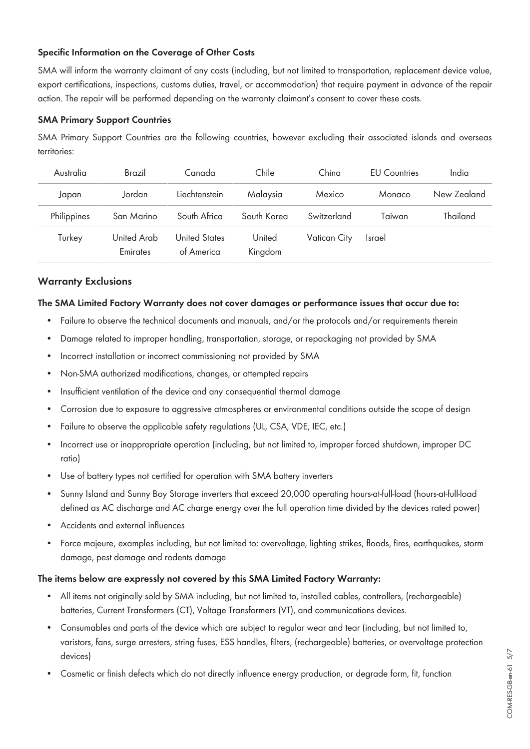#### Specific Information on the Coverage of Other Costs

SMA will inform the warranty claimant of any costs (including, but not limited to transportation, replacement device value, export certifications, inspections, customs duties, travel, or accommodation) that require payment in advance of the repair action. The repair will be performed depending on the warranty claimant's consent to cover these costs.

#### SMA Primary Support Countries

SMA Primary Support Countries are the following countries, however excluding their associated islands and overseas territories:

| | | | | | | |
|---|---|---|---|---|---|---|
| Australia | Brazil | Canada | Chile | China | EU Countries | India |
| Japan | Jordan | Liechtenstein | Malaysia | Mexico | Monaco | New Zealand |
| Philippines | San Marino | South Africa | South Korea | Switzerland | Taiwan | Thailand |
| Turkey | United Arab Emirates | United States of America | United Kingdom | Vatican City | Israel | |

### Warranty Exclusions

#### The SMA Limited Factory Warranty does not cover damages or performance issues that occur due to:

- Failure to observe the technical documents and manuals, and/or the protocols and/or requirements therein
- Damage related to improper handling, transportation, storage, or repackaging not provided by SMA
- Incorrect installation or incorrect commissioning not provided by SMA
- Non-SMA authorized modifications, changes, or attempted repairs
- Insufficient ventilation of the device and any consequential thermal damage
- Corrosion due to exposure to aggressive atmospheres or environmental conditions outside the scope of design
- Failure to observe the applicable safety regulations (UL, CSA, VDE, IEC, etc.)
- Incorrect use or inappropriate operation (including, but not limited to, improper forced shutdown, improper DC ratio)
- Use of battery types not certified for operation with SMA battery inverters
- Sunny Island and Sunny Boy Storage inverters that exceed 20,000 operating hours-at-full-load (hours-at-full-load defined as AC discharge and AC charge energy over the full operation time divided by the devices rated power)
- Accidents and external influences
- Force majeure, examples including, but not limited to: overvoltage, lighting strikes, floods, fires, earthquakes, storm damage, pest damage and rodents damage

#### The items below are expressly not covered by this SMA Limited Factory Warranty:

- All items not originally sold by SMA including, but not limited to, installed cables, controllers, (rechargeable) batteries, Current Transformers (CT), Voltage Transformers (VT), and communications devices.
- Consumables and parts of the device which are subject to regular wear and tear (including, but not limited to, varistors, fans, surge arresters, string fuses, ESS handles, filters, (rechargeable) batteries, or overvoltage protection devices)
- Cosmetic or finish defects which do not directly influence energy production, or degrade form, fit, function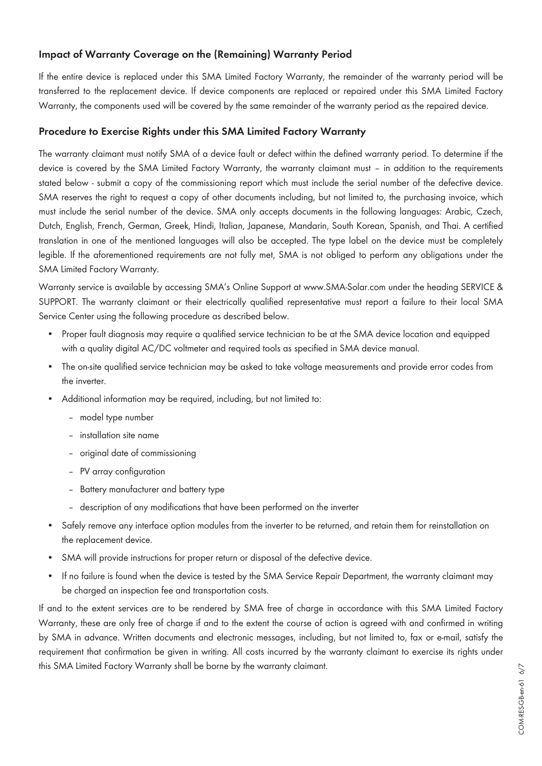## Impact of Warranty Coverage on the (Remaining) Warranty Period

If the entire device is replaced under this SMA Limited Factory Warranty, the remainder of the warranty period will be transferred to the replacement device. If device components are replaced or repaired under this SMA Limited Factory Warranty, the components used will be covered by the same remainder of the warranty period as the repaired device.

## Procedure to Exercise Rights under this SMA Limited Factory Warranty

The warranty claimant must notify SMA of a device fault or defect within the defined warranty period. To determine if the device is covered by the SMA Limited Factory Warranty, the warranty claimant must – in addition to the requirements stated below - submit a copy of the commissioning report which must include the serial number of the defective device. SMA reserves the right to request a copy of other documents including, but not limited to, the purchasing invoice, which must include the serial number of the device. SMA only accepts documents in the following languages: Arabic, Czech, Dutch, English, French, German, Greek, Hindi, Italian, Japanese, Mandarin, South Korean, Spanish, and Thai. A certified translation in one of the mentioned languages will also be accepted. The type label on the device must be completely legible. If the aforementioned requirements are not fully met, SMA is not obliged to perform any obligations under the SMA Limited Factory Warranty.

Warranty service is available by accessing SMA's Online Support at www.SMA-Solar.com under the heading SERVICE & SUPPORT. The warranty claimant or their electrically qualified representative must report a failure to their local SMA Service Center using the following procedure as described below.

- Proper fault diagnosis may require a qualified service technician to be at the SMA device location and equipped with a quality digital AC/DC voltmeter and required tools as specified in SMA device manual.
- The on-site qualified service technician may be asked to take voltage measurements and provide error codes from the inverter.
- Additional information may be required, including, but not limited to:
  - model type number
  - installation site name
  - original date of commissioning
  - PV array configuration
  - Battery manufacturer and battery type
  - description of any modifications that have been performed on the inverter
- Safely remove any interface option modules from the inverter to be returned, and retain them for reinstallation on the replacement device.
- SMA will provide instructions for proper return or disposal of the defective device.
- If no failure is found when the device is tested by the SMA Service Repair Department, the warranty claimant may be charged an inspection fee and transportation costs.

If and to the extent services are to be rendered by SMA free of charge in accordance with this SMA Limited Factory Warranty, these are only free of charge if and to the extent the course of action is agreed with and confirmed in writing by SMA in advance. Written documents and electronic messages, including, but not limited to, fax or e-mail, satisfy the requirement that confirmation be given in writing. All costs incurred by the warranty claimant to exercise its rights under this SMA Limited Factory Warranty shall be borne by the warranty claimant.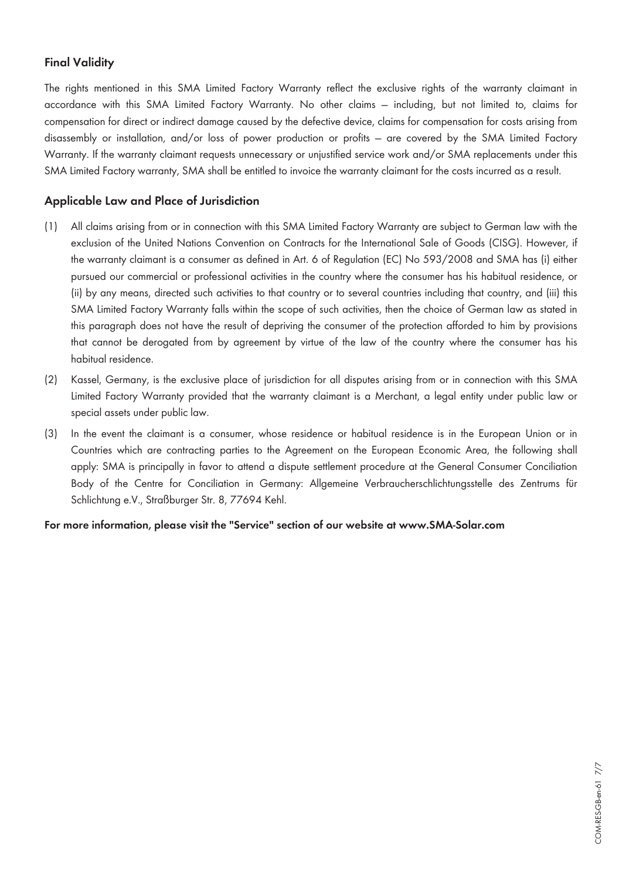## Final Validity

The rights mentioned in this SMA Limited Factory Warranty reflect the exclusive rights of the warranty claimant in accordance with this SMA Limited Factory Warranty. No other claims – including, but not limited to, claims for compensation for direct or indirect damage caused by the defective device, claims for compensation for costs arising from disassembly or installation, and/or loss of power production or profits – are covered by the SMA Limited Factory Warranty. If the warranty claimant requests unnecessary or unjustified service work and/or SMA replacements under this SMA Limited Factory warranty, SMA shall be entitled to invoice the warranty claimant for the costs incurred as a result.

## Applicable Law and Place of Jurisdiction

(1) All claims arising from or in connection with this SMA Limited Factory Warranty are subject to German law with the exclusion of the United Nations Convention on Contracts for the International Sale of Goods (CISG). However, if the warranty claimant is a consumer as defined in Art. 6 of Regulation (EC) No 593/2008 and SMA has (i) either pursued our commercial or professional activities in the country where the consumer has his habitual residence, or (ii) by any means, directed such activities to that country or to several countries including that country, and (iii) this SMA Limited Factory Warranty falls within the scope of such activities, then the choice of German law as stated in this paragraph does not have the result of depriving the consumer of the protection afforded to him by provisions that cannot be derogated from by agreement by virtue of the law of the country where the consumer has his habitual residence.

(2) Kassel, Germany, is the exclusive place of jurisdiction for all disputes arising from or in connection with this SMA Limited Factory Warranty provided that the warranty claimant is a Merchant, a legal entity under public law or special assets under public law.

(3) In the event the claimant is a consumer, whose residence or habitual residence is in the European Union or in Countries which are contracting parties to the Agreement on the European Economic Area, the following shall apply: SMA is principally in favor to attend a dispute settlement procedure at the General Consumer Conciliation Body of the Centre for Conciliation in Germany: Allgemeine Verbraucherschlichtungsstelle des Zentrums für Schlichtung e.V., Straßburger Str. 8, 77694 Kehl.

**For more information, please visit the "Service" section of our website at www.SMA-Solar.com**